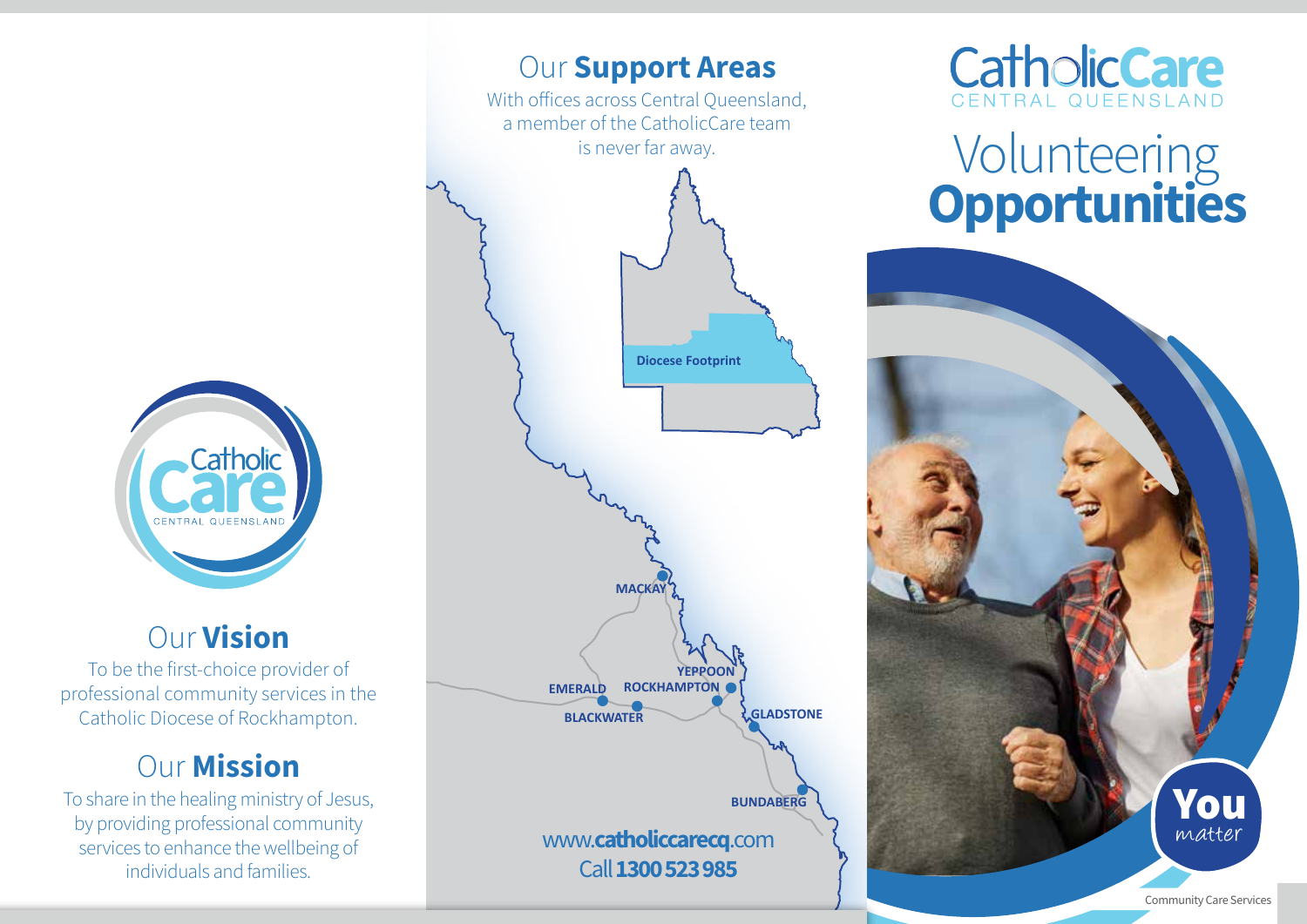CatholicCare
CENTRAL QUEENSLAND

## Our **Vision**

To be the first-choice provider of professional community services in the Catholic Diocese of Rockhampton.

## Our **Mission**

To share in the healing ministry of Jesus, by providing professional community services to enhance the wellbeing of individuals and families.

## Our **Support Areas**

With offices across Central Queensland, a member of the CatholicCare team is never far away.

Diocese Footprint

MACKAY
YEPPOON
EMERALD
ROCKHAMPTON
BLACKWATER
GLADSTONE
BUNDABERG

www.**catholiccarecq**.com

Call **1300 523 985**

CatholicCare
CENTRAL QUEENSLAND

# Volunteering **Opportunities**

**You** *matter*

Community Care Services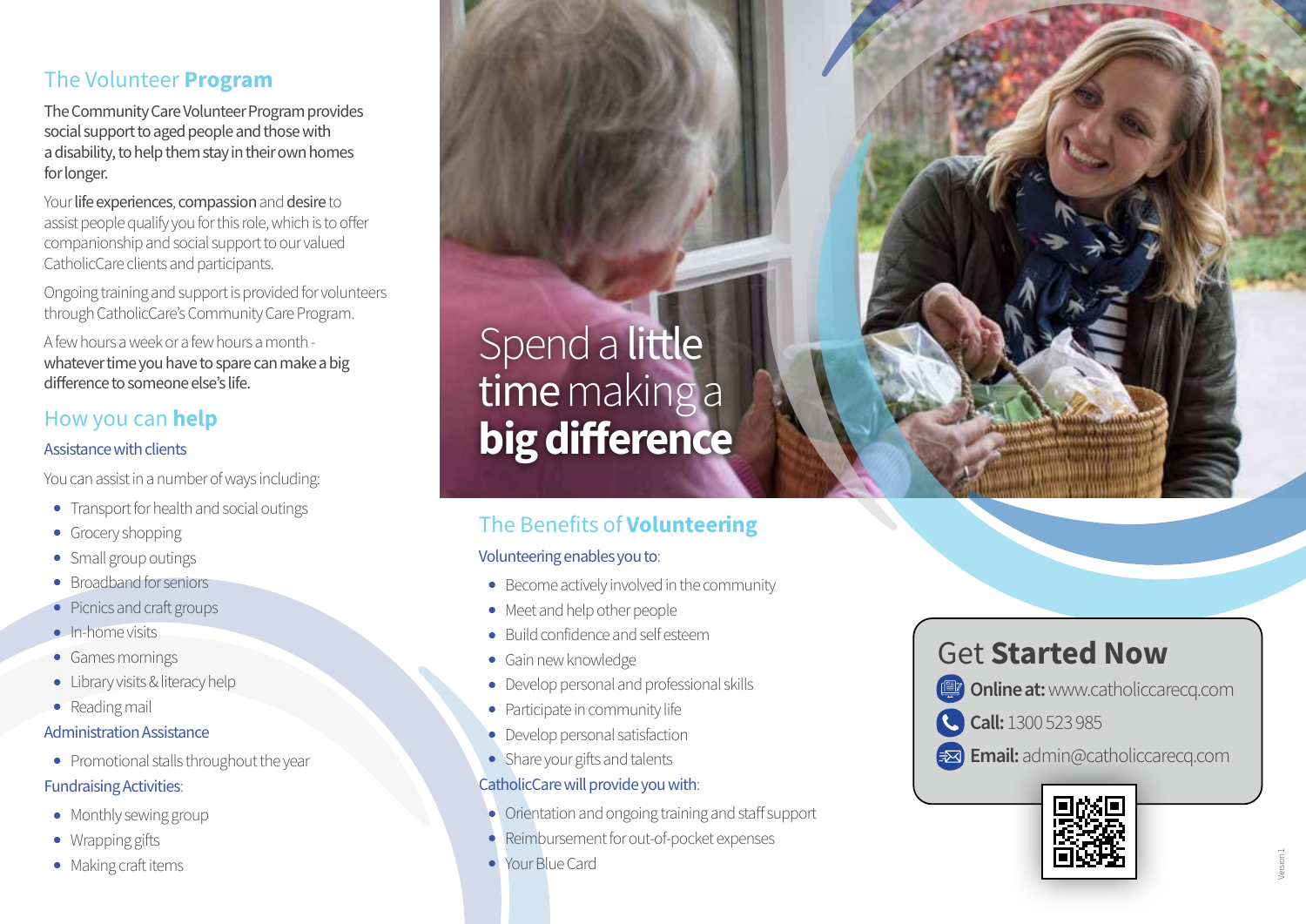## The Volunteer **Program**

The Community Care Volunteer Program provides social support to aged people and those with a disability, to help them stay in their own homes for longer.

Your **life experiences**, **compassion** and **desire** to assist people qualify you for this role, which is to offer companionship and social support to our valued CatholicCare clients and participants.

Ongoing training and support is provided for volunteers through CatholicCare's Community Care Program.

A few hours a week or a few hours a month - whatever time you have to spare can make a big difference to someone else's life.

## How you can **help**

### Assistance with clients

You can assist in a number of ways including:

- Transport for health and social outings
- Grocery shopping
- Small group outings
- Broadband for seniors
- Picnics and craft groups
- In-home visits
- Games mornings
- Library visits & literacy help
- Reading mail

### Administration Assistance

- Promotional stalls throughout the year

### Fundraising Activities:

- Monthly sewing group
- Wrapping gifts
- Making craft items

# Spend a **little time** making a **big difference**

## The Benefits of **Volunteering**

### Volunteering enables you to:

- Become actively involved in the community
- Meet and help other people
- Build confidence and self esteem
- Gain new knowledge
- Develop personal and professional skills
- Participate in community life
- Develop personal satisfaction
- Share your gifts and talents

### CatholicCare will provide you with:

- Orientation and ongoing training and staff support
- Reimbursement for out-of-pocket expenses
- Your Blue Card

## Get **Started Now**

**Online at:** www.catholiccarecq.com

**Call:** 1300 523 985

**Email:** admin@catholiccarecq.com

Version 1